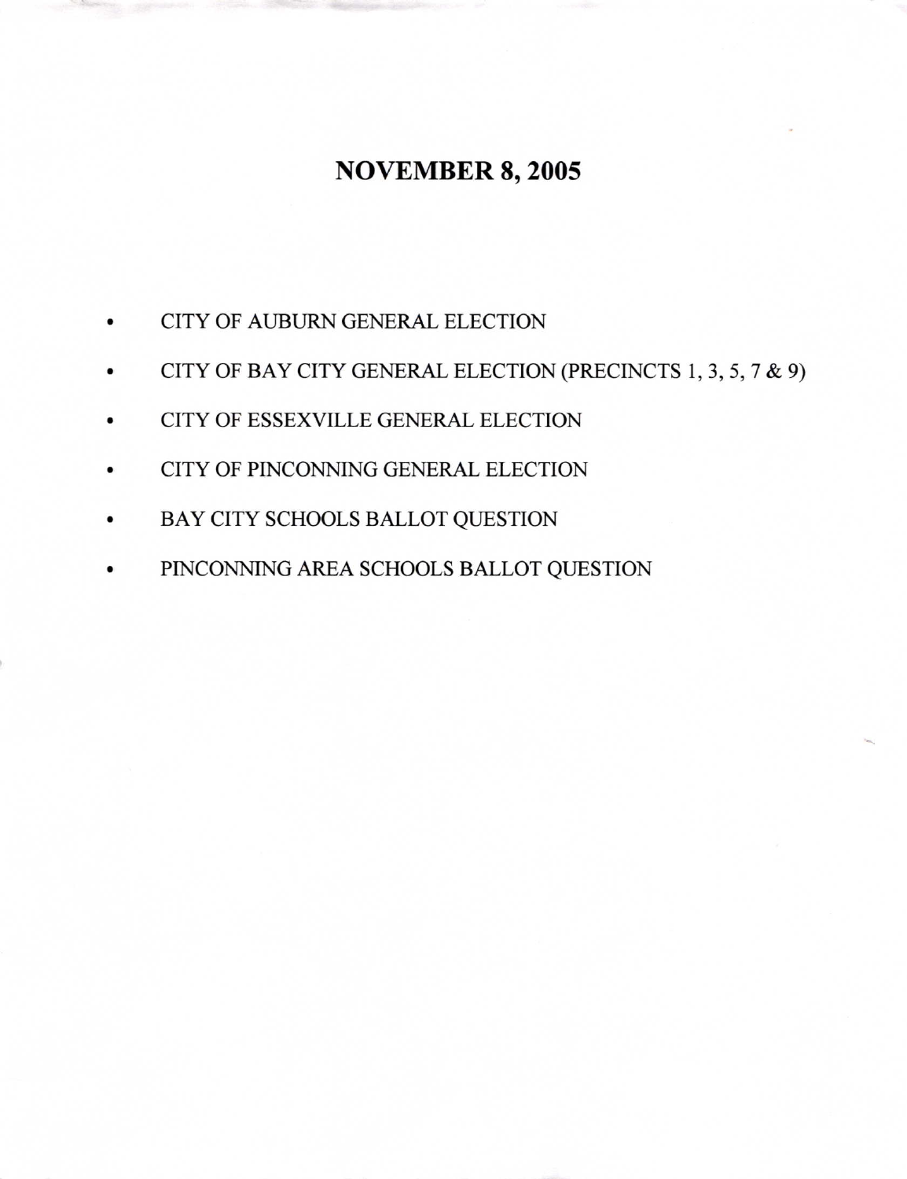# NOVEMBER 8, 2005

- CITY OF AUBURN GENERAL ELECTION
- CITY OF BAY CITY GENERAL ELECTION (PRECINCTS 1, 3, 5, 7 & 9)
- CITY OF ESSEXVILLE GENERAL ELECTION
- CITY OF PINCONNING GENERAL ELECTION
- BAY CITY SCHOOLS BALLOT QUESTION
- PINCONNING AREA SCHOOLS BALLOT QUESTION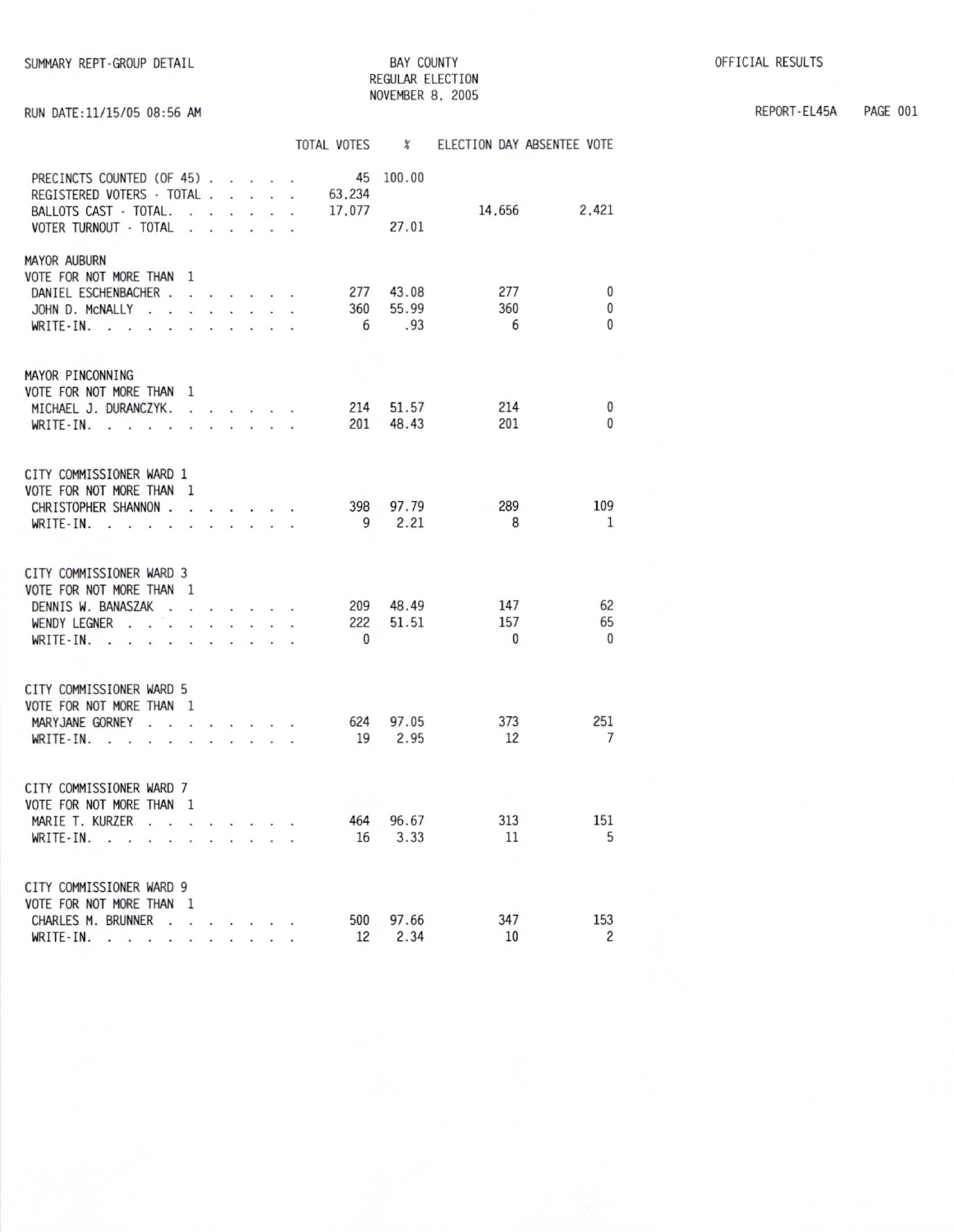SUMMARY REPT-GROUP DETAIL

# BAY COUNTY
## REGULAR ELECTION
## NOVEMBER 8, 2005

OFFICIAL RESULTS

RUN DATE:11/15/05 08:56 AM

REPORT-EL45A

| | TOTAL VOTES | % | ELECTION DAY | ABSENTEE VOTE |
|---|---|---|---|---|
| PRECINCTS COUNTED (OF 45) | 45 | 100.00 | | |
| REGISTERED VOTERS - TOTAL | 63,234 | | | |
| BALLOTS CAST - TOTAL | 17,077 | | 14,656 | 2,421 |
| VOTER TURNOUT - TOTAL | | 27.01 | | |

**MAYOR AUBURN**
VOTE FOR NOT MORE THAN 1

| | TOTAL VOTES | % | ELECTION DAY | ABSENTEE VOTE |
|---|---|---|---|---|
| DANIEL ESCHENBACHER | 277 | 43.08 | 277 | 0 |
| JOHN D. McNALLY | 360 | 55.99 | 360 | 0 |
| WRITE-IN | 6 | .93 | 6 | 0 |

**MAYOR PINCONNING**
VOTE FOR NOT MORE THAN 1

| | TOTAL VOTES | % | ELECTION DAY | ABSENTEE VOTE |
|---|---|---|---|---|
| MICHAEL J. DURANCZYK | 214 | 51.57 | 214 | 0 |
| WRITE-IN | 201 | 48.43 | 201 | 0 |

**CITY COMMISSIONER WARD 1**
VOTE FOR NOT MORE THAN 1

| | TOTAL VOTES | % | ELECTION DAY | ABSENTEE VOTE |
|---|---|---|---|---|
| CHRISTOPHER SHANNON | 398 | 97.79 | 289 | 109 |
| WRITE-IN | 9 | 2.21 | 8 | 1 |

**CITY COMMISSIONER WARD 3**
VOTE FOR NOT MORE THAN 1

| | TOTAL VOTES | % | ELECTION DAY | ABSENTEE VOTE |
|---|---|---|---|---|
| DENNIS W. BANASZAK | 209 | 48.49 | 147 | 62 |
| WENDY LEGNER | 222 | 51.51 | 157 | 65 |
| WRITE-IN | 0 | | 0 | 0 |

**CITY COMMISSIONER WARD 5**
VOTE FOR NOT MORE THAN 1

| | TOTAL VOTES | % | ELECTION DAY | ABSENTEE VOTE |
|---|---|---|---|---|
| MARYJANE GORNEY | 624 | 97.05 | 373 | 251 |
| WRITE-IN | 19 | 2.95 | 12 | 7 |

**CITY COMMISSIONER WARD 7**
VOTE FOR NOT MORE THAN 1

| | TOTAL VOTES | % | ELECTION DAY | ABSENTEE VOTE |
|---|---|---|---|---|
| MARIE T. KURZER | 464 | 96.67 | 313 | 151 |
| WRITE-IN | 16 | 3.33 | 11 | 5 |

**CITY COMMISSIONER WARD 9**
VOTE FOR NOT MORE THAN 1

| | TOTAL VOTES | % | ELECTION DAY | ABSENTEE VOTE |
|---|---|---|---|---|
| CHARLES M. BRUNNER | 500 | 97.66 | 347 | 153 |
| WRITE-IN | 12 | 2.34 | 10 | 2 |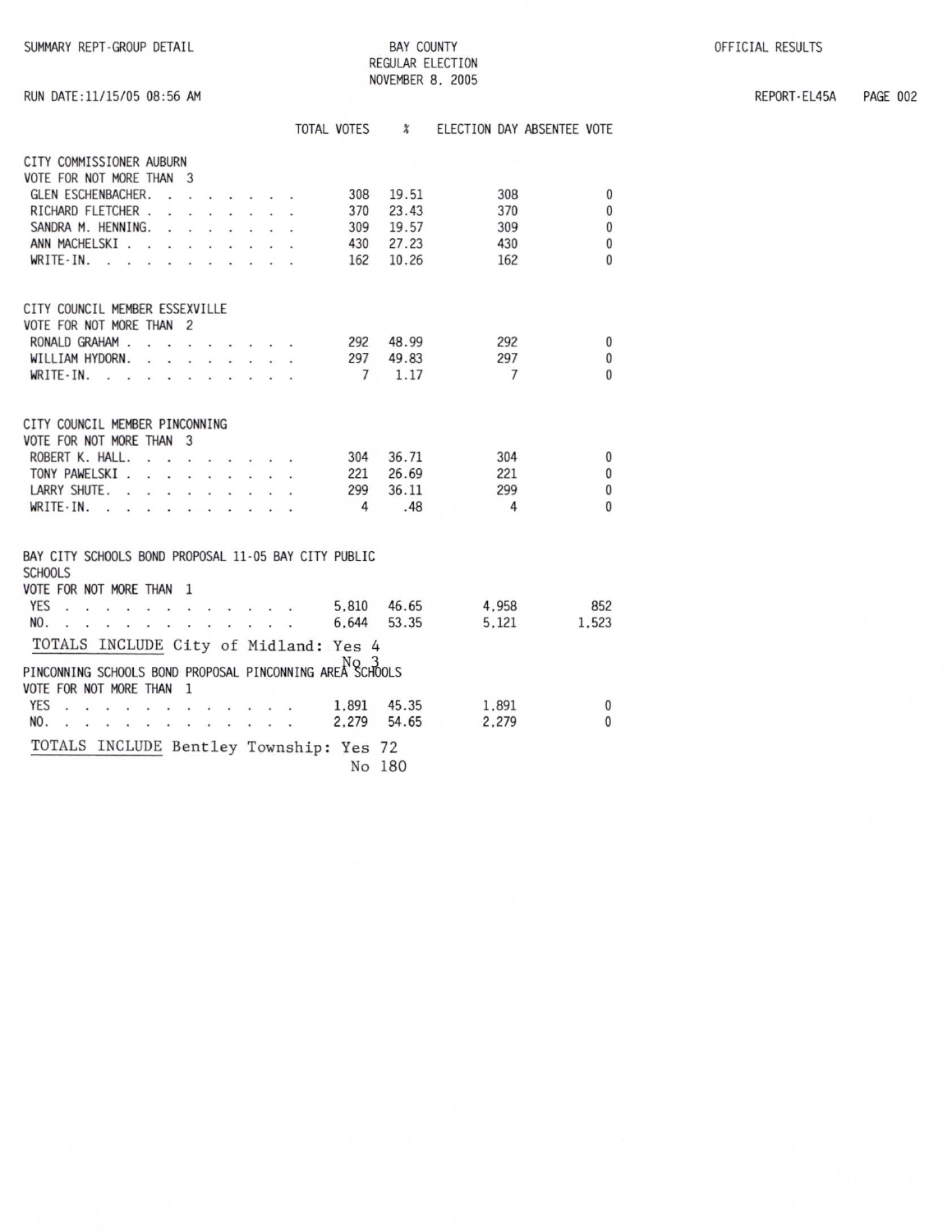SUMMARY REPT-GROUP DETAIL

BAY COUNTY
REGULAR ELECTION
NOVEMBER 8, 2005

OFFICIAL RESULTS

RUN DATE:11/15/05 08:56 AM

REPORT-EL45A

| | TOTAL VOTES | % | ELECTION DAY | ABSENTEE VOTE |
|---|---|---|---|---|
| **CITY COMMISSIONER AUBURN** | | | | |
| VOTE FOR NOT MORE THAN 3 | | | | |
| GLEN ESCHENBACHER. . . . . . . . | 308 | 19.51 | 308 | 0 |
| RICHARD FLETCHER . . . . . . . . | 370 | 23.43 | 370 | 0 |
| SANDRA M. HENNING. . . . . . . . | 309 | 19.57 | 309 | 0 |
| ANN MACHELSKI . . . . . . . . . | 430 | 27.23 | 430 | 0 |
| WRITE-IN. . . . . . . . . . . . | 162 | 10.26 | 162 | 0 |
| **CITY COUNCIL MEMBER ESSEXVILLE** | | | | |
| VOTE FOR NOT MORE THAN 2 | | | | |
| RONALD GRAHAM . . . . . . . . . | 292 | 48.99 | 292 | 0 |
| WILLIAM HYDORN. . . . . . . . . | 297 | 49.83 | 297 | 0 |
| WRITE-IN. . . . . . . . . . . . | 7 | 1.17 | 7 | 0 |
| **CITY COUNCIL MEMBER PINCONNING** | | | | |
| VOTE FOR NOT MORE THAN 3 | | | | |
| ROBERT K. HALL. . . . . . . . . | 304 | 36.71 | 304 | 0 |
| TONY PAWELSKI . . . . . . . . . | 221 | 26.69 | 221 | 0 |
| LARRY SHUTE. . . . . . . . . . | 299 | 36.11 | 299 | 0 |
| WRITE-IN. . . . . . . . . . . . | 4 | .48 | 4 | 0 |
| **BAY CITY SCHOOLS BOND PROPOSAL 11-05 BAY CITY PUBLIC SCHOOLS** | | | | |
| VOTE FOR NOT MORE THAN 1 | | | | |
| YES . . . . . . . . . . . . . | 5,810 | 46.65 | 4,958 | 852 |
| NO. . . . . . . . . . . . . . | 6,644 | 53.35 | 5,121 | 1,523 |
| TOTALS INCLUDE City of Midland: Yes 4, No 3 | | | | |
| **PINCONNING SCHOOLS BOND PROPOSAL PINCONNING AREA SCHOOLS** | | | | |
| VOTE FOR NOT MORE THAN 1 | | | | |
| YES . . . . . . . . . . . . . | 1,891 | 45.35 | 1,891 | 0 |
| NO. . . . . . . . . . . . . . | 2,279 | 54.65 | 2,279 | 0 |
| TOTALS INCLUDE Bentley Township: Yes 72, No 180 | | | | |